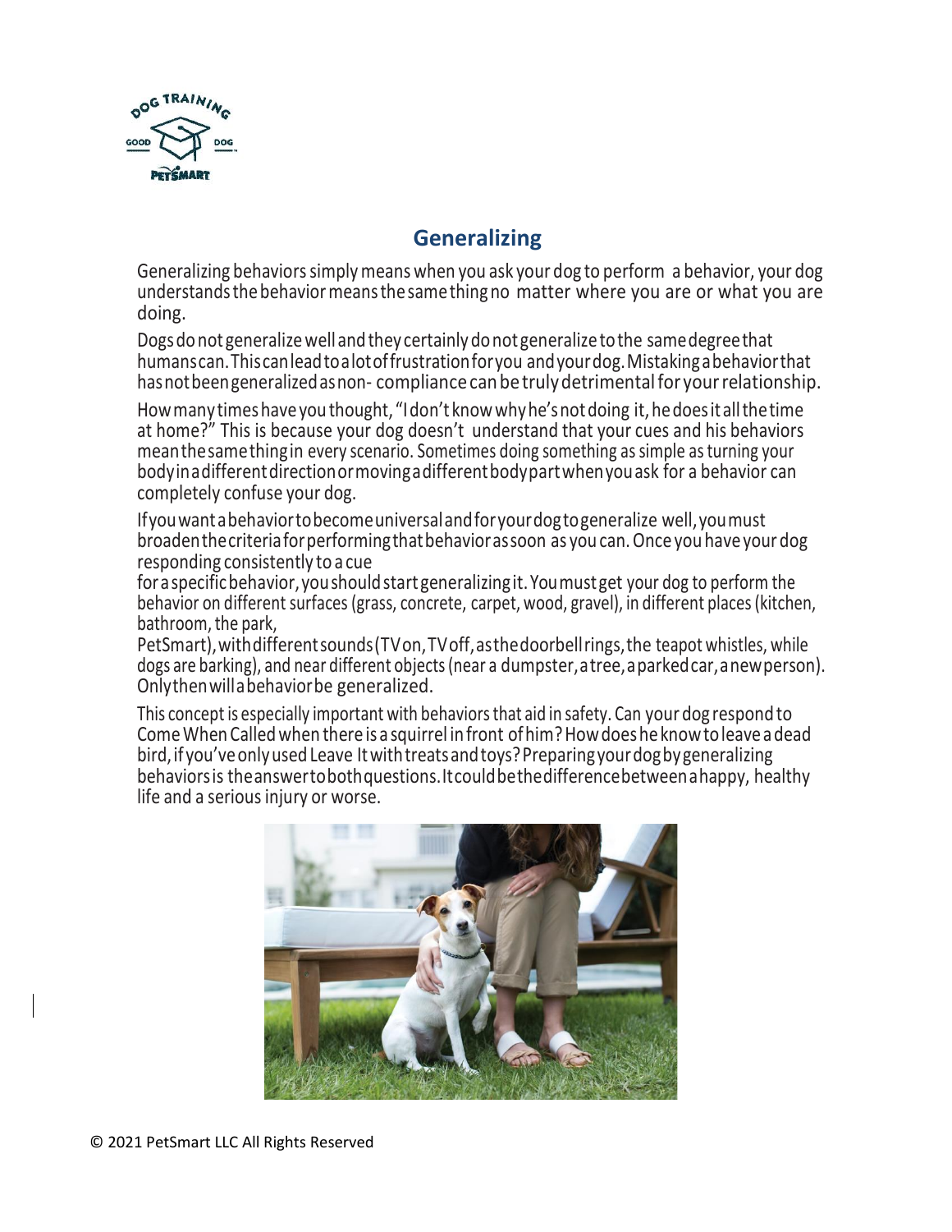# Generalizing

Generalizing behaviors simply means when you ask your dog to perform a behavior, your dog understands the behavior means the same thing no matter where you are or what you are doing.

Dogs do not generalize well and they certainly do not generalize to the same degree that humans can. This can lead to a lot of frustration for you and your dog. Mistaking a behavior that has not been generalized as non- compliance can be truly detrimental for your relationship.

How many times have you thought, "I don't know why he's not doing it, he does it all the time at home?" This is because your dog doesn't understand that your cues and his behaviors mean the same thing in every scenario. Sometimes doing something as simple as turning your body in a different direction or moving a different body part when you ask for a behavior can completely confuse your dog.

If you want a behavior to become universal and for your dog to generalize well, you must broaden the criteria for performing that behavior as soon as you can. Once you have your dog responding consistently to a cue for a specific behavior, you should start generalizing it. You must get your dog to perform the behavior on different surfaces (grass, concrete, carpet, wood, gravel), in different places (kitchen, bathroom, the park, PetSmart), with different sounds (TV on, TV off, as the doorbell rings, the teapot whistles, while dogs are barking), and near different objects (near a dumpster, a tree, a parked car, a new person). Only then will a behavior be generalized.

This concept is especially important with behaviors that aid in safety. Can your dog respond to Come When Called when there is a squirrel in front of him? How does he know to leave a dead bird, if you've only used Leave It with treats and toys? Preparing your dog by generalizing behaviors is the answer to both questions. It could be the difference between a happy, healthy life and a serious injury or worse.

© 2021 PetSmart LLC All Rights Reserved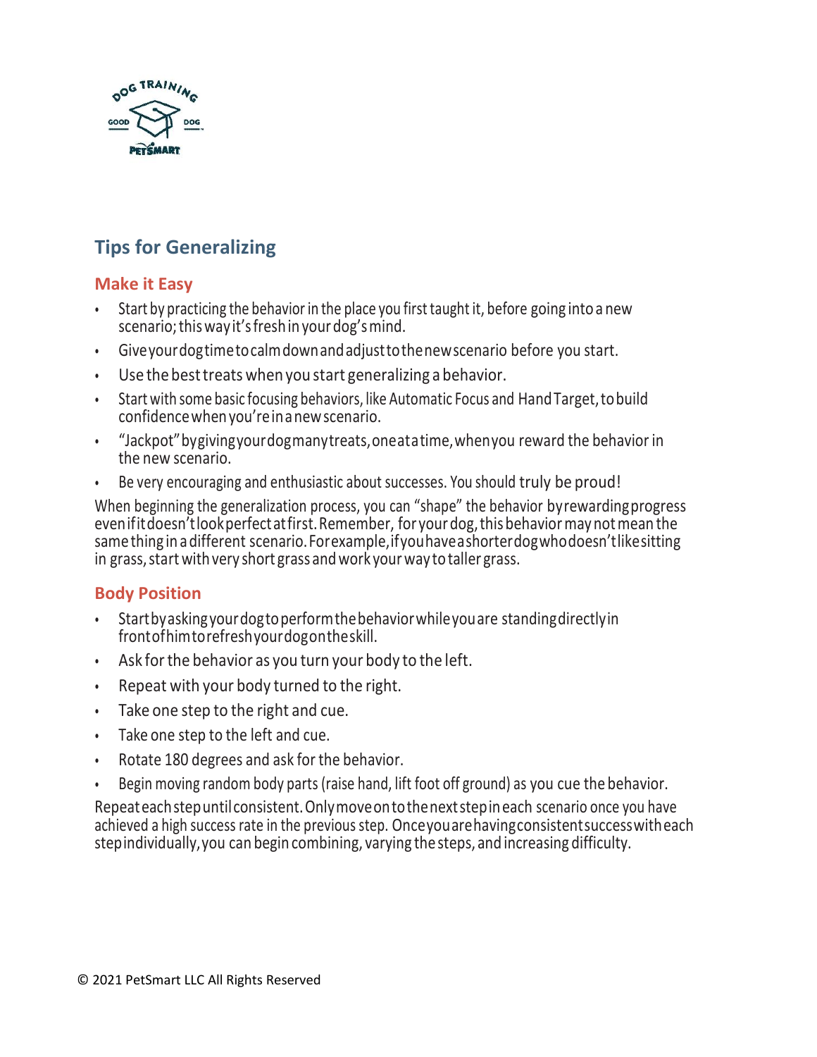## Tips for Generalizing

### Make it Easy

- Start by practicing the behavior in the place you first taught it, before going into a new scenario; this way it's fresh in your dog's mind.
- Give your dog time to calm down and adjust to the new scenario before you start.
- Use the best treats when you start generalizing a behavior.
- Start with some basic focusing behaviors, like Automatic Focus and Hand Target, to build confidence when you're in a new scenario.
- "Jackpot" by giving your dog many treats, one at a time, when you reward the behavior in the new scenario.
- Be very encouraging and enthusiastic about successes. You should truly be proud!

When beginning the generalization process, you can "shape" the behavior by rewarding progress even if it doesn't look perfect at first. Remember, for your dog, this behavior may not mean the same thing in a different scenario. For example, if you have a shorter dog who doesn't like sitting in grass, start with very short grass and work your way to taller grass.

### Body Position

- Start by asking your dog to perform the behavior while you are standing directly in front of him to refresh your dog on the skill.
- Ask for the behavior as you turn your body to the left.
- Repeat with your body turned to the right.
- Take one step to the right and cue.
- Take one step to the left and cue.
- Rotate 180 degrees and ask for the behavior.
- Begin moving random body parts (raise hand, lift foot off ground) as you cue the behavior.

Repeat each step until consistent. Only move on to the next step in each scenario once you have achieved a high success rate in the previous step. Once you are having consistent success with each step individually, you can begin combining, varying the steps, and increasing difficulty.

© 2021 PetSmart LLC All Rights Reserved